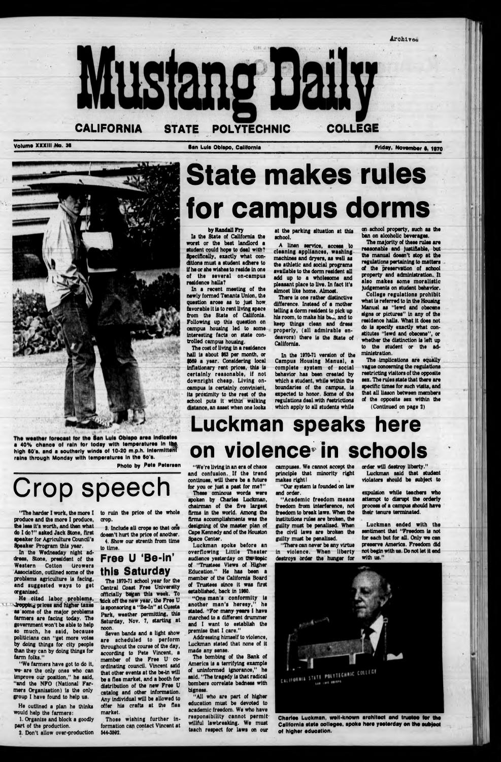# Mustang Daily

**CALIFORNIA STATE POLYTECHNIC COLLEGE**

Volume XXXIII No. 36 — San Luis Obispo, California — Friday, November 6, 1970

The weather forecast for the San Luis Obispo area indicates a 40% chance of rain for today with temperatures in the high 60's, and a southerly winds of 10-20 m.p.h. Intermittent rains through Monday with temperatures in the 60's.

Photo by Pete Petersen

# State makes rules for campus dorms

by Randall Fry

Is the State of California the worst or the best landlord a student could hope to deal with? Specifically, exactly what conditions must a student adhere to if he or she wishes to reside in one of the several on-campus residence halls?

In a recent meeting of the newly formed Tenants Union, the question arose as to just how favorable it is to rent living space from the State of Califonia. Following up this question on campus housing led to some interesting facts on state controlled campus housing.

The cost of living in a residence hall is about $63 per month, or $569 a year. Considering local inflationary rent prices, this is certainly reasonable, if not downright cheap. Living on-campus is certainly convinient, its proximity to the rest of the school puts it within walking distance, an asset when one looks at the parking situation at this school.

A linen service, access to cleaning appliances, washing machines and dryers, as well as the athletic and social programs available to the dorm resident all add up to a wholesome and pleasant place to live. In fact it's almost like home. Almost.

There is one rather distinctive difference. Instead of a mother telling a dorm resident to pick up his room, to make his bed, and to keep things clean and dress properly, (all admirable endeavors) there is the State of California.

In the 1970-71 version of the Campus Housing Manual, a complete system of social behavior has been created by which a student, while within the boundaries of the campus, is expected to honor. Some of the regulations deal with restrictions which apply to all students while on school property, such as the ban on alcoholic beverages.

The majority of these rules are reasonable and justifiable, but the manual doesn't stop at the regulations pertaining to matters of the preservation of school property and administration. It also makes some moralistic judgements on student behavior.

College regulations prohibit what is referred to in the Housing Manuel as "lewd and obscene signs or pictures" in any of the residence halls. What it does not do is specify exactly what constitutes "lewd and obscene", or whether the distinction is left up to the student or the administration.

The implications are equally vague concerning the regulations restricting visitors of the opposite sex. The rules state that there are specific times for such visits, and that all liason between members of the opposite sex within the

(Continued on page 2)

# Luckman speaks here on violence in schools

"We're living in an era of chaos and confusion. If the trend continues, will there be a future for you or just a past for me?"

These ominous words were spoken by Charles Luckman, chairman of the five largest firms in the world. Among the firms accomplishments was the designing of the master plan of Cape Kennedy and of the Houston Space Center.

Luckman spoke before an overflowing Little Theater audience yesterday on the topic of "Trustees Views of Higher Education." He has been a member of the California Board of Trustees since it was first established, back in 1960.

"One man's conformity is another man's heresy," he stated. "For many years I have marched to a different drummer and I want to establish the premise that I care."

Addressing himself to violence, Luckman stated that none of it made any sense.

The bombing of the Bank of America is a terrifying example of uninformed ignorance," he said. "The tragedy is that radical bombers correlate badness with bigness.

"All who are part of higher education must be devoted to academic freedom. We who have responsibility cannot permit willful lawbreaking. We must teach respect for laws on our campuses. We cannot accept the principle that minority right makes right!

"Our system is founded on law and order.

"Academic freedom means freedom from interference, not freedom to break laws. When the institutions rules are broken, the guilty must be penalized. When the civil laws are broken the guilty must be penalized.

"There can never be any virtue in violence. When liberty destroys order the hunger for order will destroy liberty."

Luckman said that student violators should be subject to expulsion while teachers who attempt to disrupt the orderly process of a campus should have their tenure terminated.

Luckman ended with the sentiment that "Freedom is not for each but for all. Only we can preserve America. Freedom did not begin with us. Do not let it end with us."

Charles Luckman, well-known architect and trustee for the California state colleges, spoke here yesterday on the subject of higher education.

# Crop speech

"The harder I work, the more I produce and the more I produce, the less it's worth, and then what do I do?" asked Jack Stone, first speaker for Agriculture Council's Speaker Program this year.

In the Wednesday night address, Stone, president of the Western Cotton Growers Association, outlined some of the problems agriculture is facing, and suggested ways to get organized.

He cited labor problems, dropping prices and higher taxes as some of the major problems farmers are facing today. The government won't be able to help so much, he said, because politicians can "get more votes by doing things for city people than they can by doing things for farm folks."

"We farmers have got to do it, we are the only ones who can improve our position," he said, "and the NFO (National Farmers Organization) is the only group I have found to help us.

He outlined a plan he thinks would help the farmers:

1. Organize and block a goodly part of the production.
2. Don't allow over-production to ruin the price of the whole crop.
3. Include all crops so that one doesn't hurt the price of another.
4. Show our strenth from time to time.

## Free U 'Be-in' this Saturday

The 1970-71 school year for the Central Coast Free University officially began this week. To kick off the new year, the Free U is sponsoring a "Be-In" at Cuesta Park, weather permitting, this Saturday, Nov. 7, starting at noon.

Seven bands and a light show are scheduled to perform throughout the course of the day, according to Pete Vincent, a member of the Free U coordinating council. Vincent said that other events at the be-in will be a flea market, and a booth for distribution of the new Free U catalog and other information. Any individual will be allowed to offer his crafts at the flea market.

Those wishing further information can contact Vincent at 544-3592.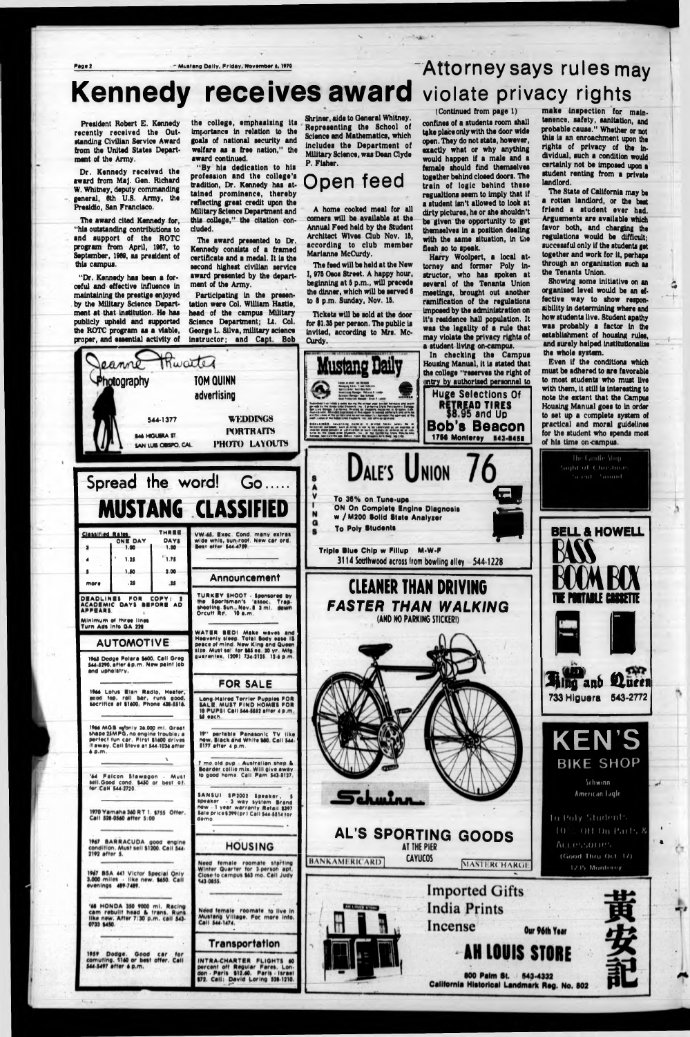# Kennedy receives award

President Robert E. Kennedy recently received the Outstanding Civilian Service Award from the United States Department of the Army.

Dr. Kennedy received the award from Maj. Gen. Richard W. Whitney, deputy commanding general, 6th U.S. Army, the Presidio, San Francisco.

The award cited Kennedy for, "his outstanding contributions to and support of the ROTC program from April, 1967, to September, 1969, as president of this campus.

"Dr. Kennedy has been a forceful and effective influence in maintaining the prestige enjoyed by the Military Science Department at that institution. He has publicly upheld and supported the ROTC program as a viable, proper, and essential activity of the college, emphasizing its importance in relation to the goals of national security and welfare as a free nation," the award continued.

"By his dedication to his profession and the college's tradition, Dr. Kennedy has attained prominence, thereby reflecting great credit upon the Military Science Department and this college," the citation concluded.

The award presented to Dr. Kennedy consists of a framed certificate and a medal. It is the second highest civilian service award presented by the department of the Army.

Participating in the presentation were Col. William Hastie, head of the campus Military Science Department; Lt. Col. George L. Silva, military science instructor; and Capt. Bob Shriner, aide to General Whitney. Representing the School of Science and Mathematics, which includes the Department of Military Science, was Dean Clyde P. Fisher.

# Open feed

A home cooked meal for all comers will be available at the Annual Feed held by the Student Architect Wives Club Nov. 15, according to club member Marianne McCurdy.

The feed will be held at the New I, 975 Osos Street. A happy hour, beginning at 5 p.m., will precede the dinner, which will be served 6 to 8 p.m. Sunday, Nov. 15.

Tickets will be sold at the door for $1.35 per person. The public is invited, according to Mrs. McCurdy.

# Attorney says rules may violate privacy rights

(Continued from page 1)

confines of a students room shall take place only with the door wide open. They do not state, however, exactly what or why anything would happen if a male and a female should find themselves together behind closed doors. The train of logic behind these regualtions seem to imply that if a student isn't allowed to look at dirty pictures, he or she shouldn't be given the opportunity to get themselves in a position dealing with the same situation, in the flesh so to speak.

Harry Woolpert, a local attorney and former Poly instructor, who has spoken at several of the Tenants Union meetings, brought out another ramification of the regulations imposed by the administration on it's residence hall population. It was the legality of a rule that may violate the privacy rights of a student living on-campus.

In checking the Campus Housing Manual, it is stated that the college "reserves the right of entry by authorized personnel to make inspection for maintenance, safety, sanitation, and probable cause." Whether or not this is an enroachment upon the rights of privacy of the individual, such a condition would certainly not be imposed upon a student renting from a private landlord.

The State of California may be a rotten landlord, or the best friend a student ever had. Arguements are available which favor both, and charging the regulations would be difficult; successful only if the students get together and work for it, perhaps through an organization such as the Tenants Union.

Showing some initiative on an organized level would be an effective way to show responsibility in determining where and how students live. Student apathy was probably a factor in the establishment of housing rules, and surely helped institutionalize the whole system.

Even if the conditions which must be adhered to are favorable to most students who must live with them, it still is interesting to note the extent that the Campus Housing Manual goes to in order to set up a complete system of practical and moral guidelines for the student who spends most of his time on-campus.

---

Jeanne Thwaites Photography — 544-1377 — 846 Higuera St, San Luis Obispo, Cal.

TOM QUINN advertising — WEDDINGS, PORTRAITS, PHOTO LAYOUTS

---

**Mustang Daily**

---

Huge Selections Of RETREAD TIRES $8.95 and Up — **Bob's Beacon** — 1756 Monterey 543-8488

---

**Spread the word! Go..... MUSTANG CLASSIFIED**

| Classified Rates | ONE DAY | THREE DAYS |
|---|---|---|
| 3 | 1.00 | 1.50 |
| 4 | 1.25 | 1.75 |
| 5 | 1.50 | 2.00 |
| more | .25 | .25 |

DEADLINES FOR COPY: 2 ACADEMIC DAYS BEFORE AD APPEARS.

Minimum of three lines. Turn Ads into GA 226

## AUTOMOTIVE

1968 Dodge Polara $600. Call Greg 544-5290, after 6 p.m. New paint job and upholstry.

1966 Lotus Elan Radio, Heater, good top, roll bar, runs good, sacrifice at $1600. Phone 438-5516.

1966 MGB w/only 26,000 mi. Great shape 25MPG, no engine trouble; a perfect fun car. First $1600 drives it away. Call Steve at 544-1036 after 6 p.m.

'64 Falcon Stawagon - Must sell.Good cond. $450 or best offer. Call 544-2720.

1970 Yamaha 360 RT 1. $755 Offer. Call 528-0560 after 5:00

1967 BARRACUDA good engine condition. Must sell $1200. Call 544-2192 after 5.

1967 BSA 441 Victor Special Only 3,000 miles - like new. $650. Call evenings 489-7489.

'68 HONDA 350 9000 mi. Racing cam rebuilt head & trans. Runs like new. After 7:30 p.m. call 543-0733 $450.

1959 Dodge. Good car for comuting. $160 or best offer. Call 544-3497 after 6 p.m.

VW-65, Exec. Cond. many extras wide whls, sun-roof. New car ord. Best offer 544-4709.

## Announcement

TURKEY SHOOT - Sponsored by the Sportsman's 'assoc. Trapshooting Sun., Nov. 8 2 mi. down Orcutt Rd. 10 a.m.

WATER BED! Make waves and Heavenly sleep. Total Body ease 15 peace of mind. New King and Queen size. Must sell for $85 ea. 20 yr. Mfg. guarantee. (209) 734-3125 12-6 p.m.

## FOR SALE

Long-Haired Terrier Puppies FOR SALE. MUST FIND HOMES FOR 10 PUPS! Call 544-5552 after 4 p.m. $5 each.

19" portable Panasonic TV like new. Black and White $80. Call 544-5177 after 4 p.m.

7 mo.old pup - Australian shep & Boarder collie mix. Will give away to good home. Call Pam 543-5137.

SANSUI SP2002 Speaker, 5 speaker - 3 way system Brand new - 1 year warranty Retail $397 Sale price $299 (pr) Call 544-5514 for demo.

## HOUSING

Need female roomate starting Winter Quarter for 3-person apt. Close to campus $63 mo. Call Judy 543-0855.

Need female roomate to live in Mustang Village. For more info. Call 544-1474.

## Transportation

INTRA-CHARTER FLIGHTS 60 percent off Regular Fares. London - Paris $12.60. Paris - Israel $72. Call: David Loring 528-1210.

---

SAVINGS — **DALE'S UNION 76**

To 35% on Tune-ups

ON On Complete Engine Diagnosis w / M200 Solid State Analyzer

To Poly Students

Triple Blue Chip w Fillup M-W-F

3114 Southwood across from bowling alley 544-1228

---

**CLEANER THAN DRIVING FASTER THAN WALKING** (AND NO PARKING STICKER!)

Schwinn

**AL'S SPORTING GOODS** AT THE PIER CAYUCOS

BANKAMERICARD — MASTERCHARGE

---

The Candle Shop — Sight of Christmas — Scent — Sound

---

**BELL & HOWELL BASS BOOM BOX** THE PORTABLE CASSETTE

King and Queen — 733 Higuera 543-2772

---

**KEN'S BIKE SHOP**

Schwinn — American Eagle

To Poly Students 10% Off On Parts & Accessories (Good Thru Oct 17)

1215 Monterey

---

Imported Gifts — India Prints — Incense — Our 96th Year

**AH LOUIS STORE** 黄安記

800 Palm St. 543-4332

California Historical Landmark Reg. No. 802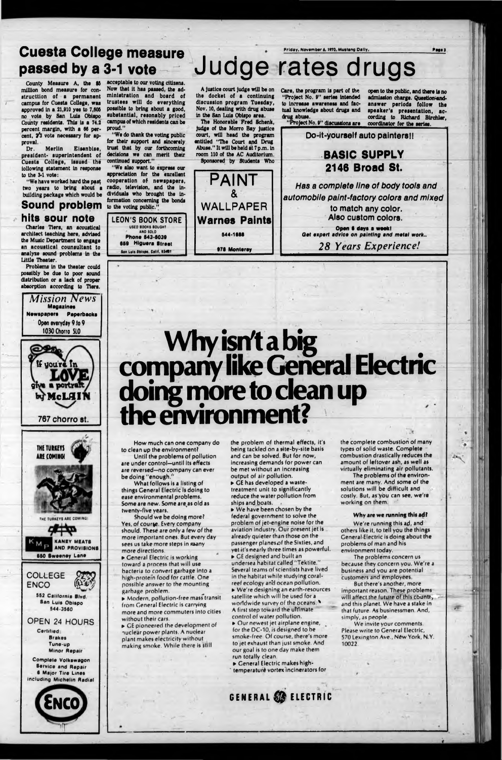## Cuesta College measure passed by a 3-1 vote

County Measure A, the $6 million bond measure for construction of a permanent campus for Cuesta College, was approved in a 21,910 yes to 7,605 no vote by San Luis Obispo County residents. This is a 74.2 percent margin, with a 66 percent, 2/3 vote necessary for approval.

Dr. Merlin Eisenbise, president- superintendent of Cuesta College, issued the following statement in response to the 3-1 vote:

"We have worked hard the past two years to bring about a building package which would be acceptable to our voting citizens. Now that it has passed, the administration and board of trustees will do everything possible to bring about a good, substantial, resonably priced campus of which residents can be proud."

"We do thank the voting public for their support and sincerely trust that by our forthcoming decisions we can merit their continued support."

"We also want to express our appreciation for the excellent cooperation of newspapers, radio, television, and the individuals who brought the information concerning the bonds to the voting public."

## Sound problem hits sour note

Charles Tiers, an acoustical architect teaching here, advised the Music Department to engage an acoustical counsultant to analyze sound problems in the Little Theater.

Problems in the theater could possibly be due to poor sound distribution or a lack of proper absorption according to Tiers.

# Judge rates drugs

A justice court judge will be on the docket of a continuing discussion program Tuesday, Nov. 10, dealing with drug abuse in the San Luis Obispo area.

The Honorable Fred Schenk, judge of the Morro Bay justice court, will head the program entitled "The Court and Drug Abuse." It will be held at 7 p.m. in room 110 of the AC Auditorium.

Sponsored by Students Who Care, the program is part of the "Project No. 9" series intended to increase awareness and factual knowledge about drugs and drug abuse.

"Project No. 9" discussions are open to the public, and there is no admission charge. Question-and-answer periods follow the speaker's presentation, according to Richard Birchler, coordinator for the series.

LEON'S BOOK STORE
USED BOOKS BOUGHT AND SOLD
Phone 543-5039
659 Higuera Street
San Luis Obispo, Calif. 93401

PAINT & WALLPAPER
Warnes Paints
544-1888
978 Monterey

Do-it-yourself auto painters!!

**BASIC SUPPLY**
**2146 Broad St.**

*Has a complete line of body tools and automobile paint-factory colors and mixed to match any color. Also custom colors.*

Open 6 days a week!
Get expert advice on painting and metal work..

*28 Years Experience!*

*Mission News*
Magazines
Newspapers Paperbacks
Open everyday 9 to 9
1030 Chorro SLO

If you're in LOVE give a portrait by McLAIN
767 chorro st.

THE TURKEYS ARE COMING!
THE TURKEYS ARE COMING!
KANEY MEATS AND PROVISIONS
650 Sweeney Lane

COLLEGE ENCO
552 California Blvd.
San Luis Obispo
544-3560
OPEN 24 HOURS
Certified:
Brakes
Tune-up
Minor Repair
Complete Volkswagen Service and Repair
6 Major Tire Lines including Michelin Radial
ENCO

# Why isn't a big company like General Electric doing more to clean up the environment?

How much can one company do to clean up the environment?

Until the problems of pollution are under control—until its effects are reversed—no company can ever be doing "enough."

What follows is a listing of things General Electric is doing to ease environmental problems. Some are new. Some are as old as twenty-five years.

Should we be doing more? Yes, of course. Every company should. These are only a few of the more important ones. But every day sees us take more steps in many more directions.

- General Electric is working toward a process that will use bacteria to convert garbage into a high-protein food for cattle. One possible answer to the mounting garbage problem.
- Modern, pollution-free mass transit from General Electric is carrying more and more commuters into cities without their cars.
- GE pioneered the development of nuclear power plants. A nuclear plant makes electricity without making smoke. While there is still the problem of thermal effects, it's being tackled on a site-by-site basis and can be solved. But for now, increasing demands for power can be met without an increasing output of air pollution.
- GE has developed a waste-treatment unit to significantly reduce the water pollution from ships and boats.
- We have been chosen by the federal government to solve the problem of jet-engine noise for the aviation industry. Our present jet is already quieter than those on the passenger planes of the Sixties, and yet it's nearly three times as powerful.
- GE designed and built an undersea habitat called "Tektite." Several teams of scientists have lived in the habitat while studying coral-reef ecology and ocean pollution.
- We're designing an earth-resources satellite which will be used for a worldwide survey of the oceans. A first step toward the ultimate control of water pollution.
- Our newest jet airplane engine, for the DC-10, is designed to be smoke-free. Of course, there's more to jet exhaust than just smoke. And our goal is to one day make them run totally clean.
- General Electric makes high-temperature vortex incinerators for the complete combustion of many types of solid waste. Complete combustion drastically reduces the amount of leftover ash, as well as virtually eliminating air pollutants.

The problems of the environment are many. And some of the solutions will be difficult and costly. But, as you can see, we're working on them.

**Why are we running this ad?**

We're running this ad, and others like it, to tell you the things General Electric is doing about the problems of man and his environment today.

The problems concern us because they concern you. We're a business and you are potential customers and employees.

But there's another, more important reason. These problems will affect the future of this country and this planet. We have a stake in that future. As businessmen. And, simply, as people.

We invite your comments. Please write to General Electric, 570 Lexington Ave., New York, N.Y. 10022.

GENERAL ELECTRIC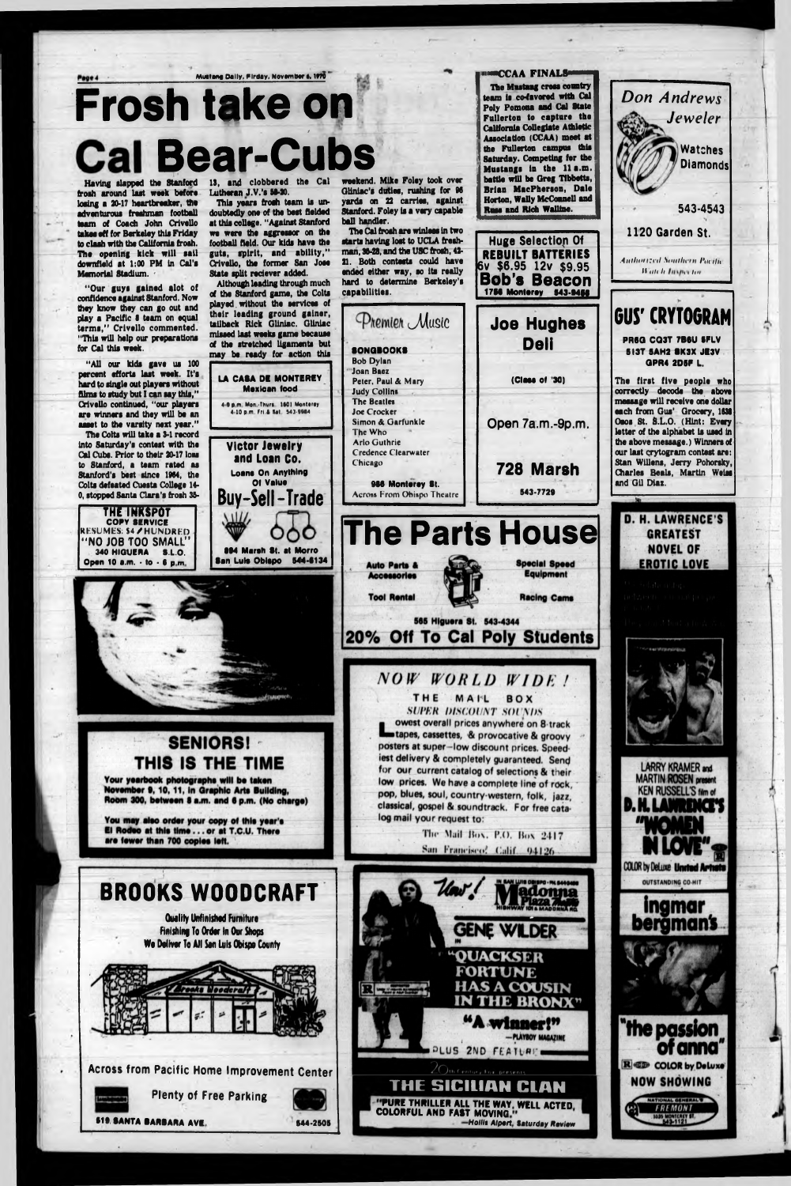# Frosh take on Cal Bear-Cubs

Having slapped the Stanford frosh around last week before losing a 20-17 heartbreaker, the adventurous freshman football team of Coach John Crivello takes off for Berkeley this Friday to clash with the California frosh. The opening kick will sail downfield at 1:00 PM in Cal's Memorial Stadium.

"Our guys gained alot of confidence against Stanford. Now they know they can go out and play a Pacific 8 team on equal terms," Crivello commented. "This will help our preparations for Cal this week.

"All our kids gave us 100 percent efforts last week. It's hard to single out players without films to study but I can say this," Crivello continued, "our players are winners and they will be an asset to the varsity next year."

The Colts will take a 3-1 record into Saturday's contest with the Cal Cubs. Prior to their 20-17 loss to Stanford, a team rated as Stanford's best since 1964, the Colts defeated Cuesta College 14-0, stopped Santa Clara's frosh 35-13, and clobbered the Cal Lutheran J.V.'s 58-30.

This years frosh team is undoubtedly one of the best fielded at this college. "Against Stanford we were the aggressor on the football field. Our kids have the guts, spirit, and ability," Crivello, the former San Jose State split reciever added.

Although leading through much of the Stanford game, the Colts played without the services of their leading ground gainer, tailback Rick Gliniac. Gliniac missed last weeks game because of the stretched ligaments but may be ready for action this weekend. Mike Foley took over Gliniac's duties, rushing for 96 yards on 22 carries, against Stanford. Foley is a very capable ball handler.

The Cal frosh are winless in two starts having lost to UCLA freshman, 36-28, and the USC frosh, 42-21. Both contests could have ended either way, so its really hard to determine Berkeley's capabilities.

## CCAA FINALS

The Mustang cross country team is co-favored with Cal Poly Pomona and Cal State Fullerton to capture the California Collegiate Athletic Association (CCAA) meet at the Fullerton campus this Saturday. Competing for the Mustangs in the 11 a.m. battle will be Greg Tibbetts, Brian MacPherson, Dale Horton, Wally McConnell and Russ and Rich Walline.

---

**Don Andrews Jeweler**
Watches
Diamonds
543-4543
1120 Garden St.
Authorized Southern Pacific Watch Inspector

---

**Huge Selection Of REBUILT BATTERIES**
6v $6.95 12v $9.95
**Bob's Beacon**
1798 Monterey 543-9458

---

## GUS' CRYTOGRAM

PR6G CQ3T 7B6U 5FLV
513T 5AH2 8K3X JE3V
GPR4 2D5F L.

The first five people who correctly decode the above message will receive one dollar each from Gus' Grocery, 1638 Osos St. S.L.O. (Hint: Every letter of the alphabet is used in the above message.) Winners of our last crytogram contest are: Stan Willens, Jerry Pohorsky, Charles Beals, Martin Weiss and Gil Diaz.

---

**Premier Music**
SONGBOOKS
Bob Dylan
Joan Baez
Peter, Paul & Mary
Judy Collins
The Beatles
Joe Crocker
Simon & Garfunkle
The Who
Arlo Guthrie
Credence Clearwater
Chicago
986 Monterey St.
Across From Obispo Theatre

---

**Joe Hughes Deli**
(Class of '30)
Open 7a.m.-9p.m.
**728 Marsh**
543-7729

---

**LA CASA DE MONTEREY**
Mexican food
4-9 p.m. Mon.-Thurs. 1801 Monterey
4-10 p.m. Fri & Sat. 543-9984

---

**Victor Jewelry and Loan Co.**
Loans On Anything Of Value
**Buy-Sell-Trade**
894 Marsh St. at Morro
San Luis Obispo 544-8134

---

**THE INKSPOT**
COPY SERVICE
RESUMES: $4/HUNDRED
"NO JOB TOO SMALL"
340 HIGUERA S.L.O.
Open 10 a.m. - to - 6 p.m.

---

## The Parts House

Auto Parts & Accessories
Special Speed Equipment
Tool Rental
Racing Cams
565 Higuera St. 543-4344
**20% Off To Cal Poly Students**

---

**D. H. LAWRENCE'S GREATEST NOVEL OF EROTIC LOVE**

LARRY KRAMER and MARTIN ROSEN present KEN RUSSELL'S film of
**D. H. LAWRENCE'S "WOMEN IN LOVE"**
COLOR by DeLuxe United Artists
OUTSTANDING CO-HIT
**ingmar bergman's "the passion of anna"**
COLOR by DeLuxe
NOW SHOWING
FREMONT

---

## SENIORS! THIS IS THE TIME

Your yearbook photographs will be taken November 9, 10, 11, in Graphic Arts Building, Room 300, between 8 a.m. and 6 p.m. (No charge)

You may also order your copy of this year's El Rodeo at this time . . . or at T.C.U. There are fewer than 700 copies left.

---

*NOW WORLD WIDE!*

**THE MAIL BOX**
*SUPER DISCOUNT SOUNDS*

Lowest overall prices anywhere on 8-track tapes, cassettes, & provocative & groovy posters at super-low discount prices. Speediest delivery & completely guaranteed. Send for our current catalog of selections & their low prices. We have a complete line of rock, pop, blues, soul, country-western, folk, jazz, classical, gospel & soundtrack. For free catalog mail your request to:

The Mail Box, P.O. Box 2417
San Francisco, Calif. 94126

---

## BROOKS WOODCRAFT

Quality Unfinished Furniture
Finishing To Order in Our Shops
We Deliver To All San Luis Obispo County

Across from Pacific Home Improvement Center
Plenty of Free Parking
519 SANTA BARBARA AVE. 544-2505

---

Now! Madonna Plaza Theatre
GENE WILDER in "QUACKSER FORTUNE HAS A COUSIN IN THE BRONX"
"A winner!" —PLAYBOY MAGAZINE
PLUS 2ND FEATURE
20th Century Fox presents
**THE SICILIAN CLAN**
"PURE THRILLER ALL THE WAY, WELL ACTED, COLORFUL AND FAST MOVING." —Hollis Alpert, Saturday Review